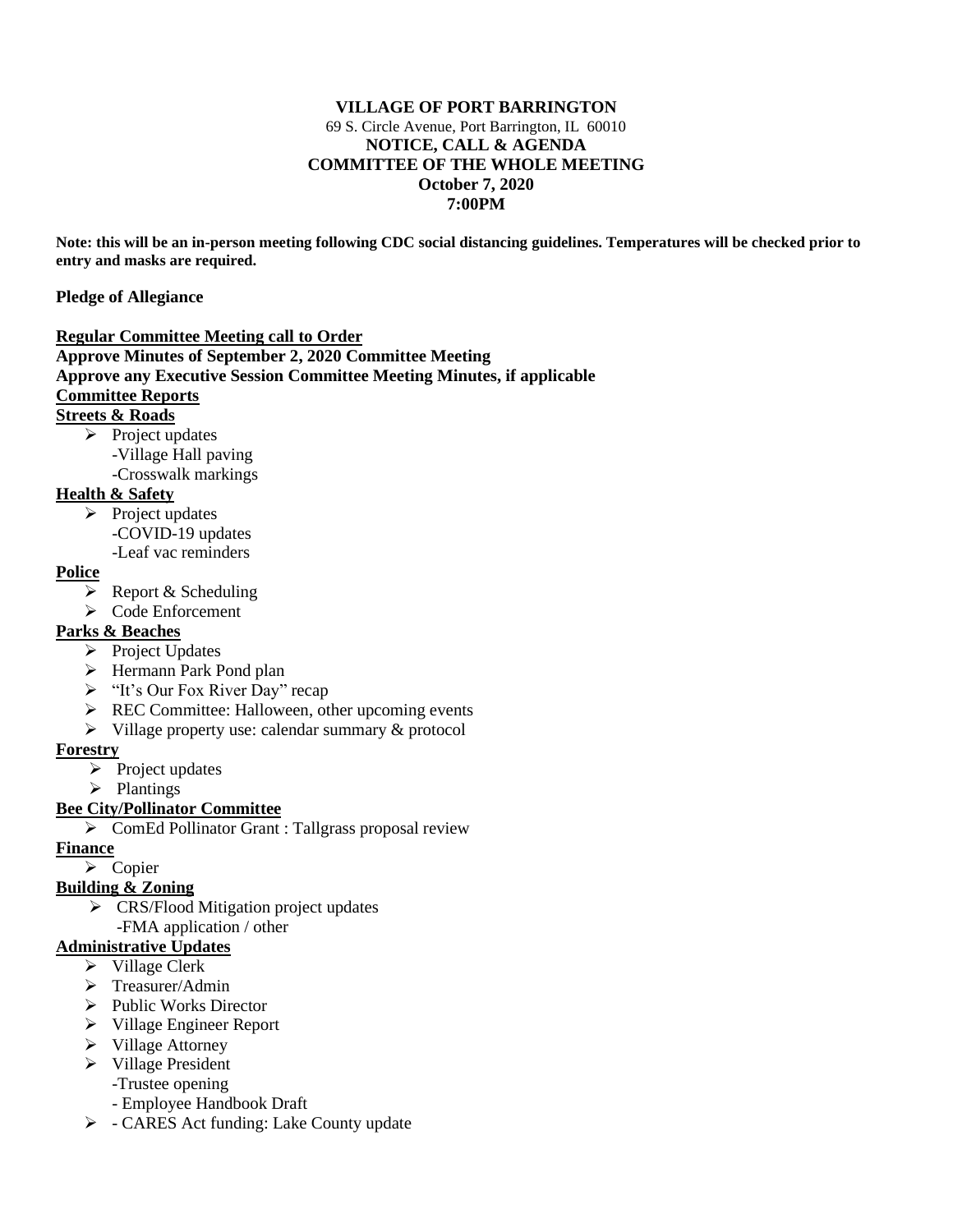**VILLAGE OF PORT BARRINGTON**

69 S. Circle Avenue, Port Barrington, IL 60010

**NOTICE, CALL & AGENDA**

**COMMITTEE OF THE WHOLE MEETING**

**October 7, 2020**

**7:00PM**

**Note: this will be an in-person meeting following CDC social distancing guidelines. Temperatures will be checked prior to entry and masks are required.**

**Pledge of Allegiance**

**Regular Committee Meeting call to Order**

**Approve Minutes of September 2, 2020 Committee Meeting**

**Approve any Executive Session Committee Meeting Minutes, if applicable**

**Committee Reports**

**Streets & Roads**

- Project updates
  - -Village Hall paving
  - -Crosswalk markings

**Health & Safety**

- Project updates
  - -COVID-19 updates
  - -Leaf vac reminders

**Police**

- Report & Scheduling
- Code Enforcement

**Parks & Beaches**

- Project Updates
- Hermann Park Pond plan
- "It's Our Fox River Day" recap
- REC Committee: Halloween, other upcoming events
- Village property use: calendar summary & protocol

**Forestry**

- Project updates
- Plantings

**Bee City/Pollinator Committee**

- ComEd Pollinator Grant : Tallgrass proposal review

**Finance**

- Copier

**Building & Zoning**

- CRS/Flood Mitigation project updates
  - -FMA application / other

**Administrative Updates**

- Village Clerk
- Treasurer/Admin
- Public Works Director
- Village Engineer Report
- Village Attorney
- Village President
  - -Trustee opening
  - - Employee Handbook Draft
- - CARES Act funding: Lake County update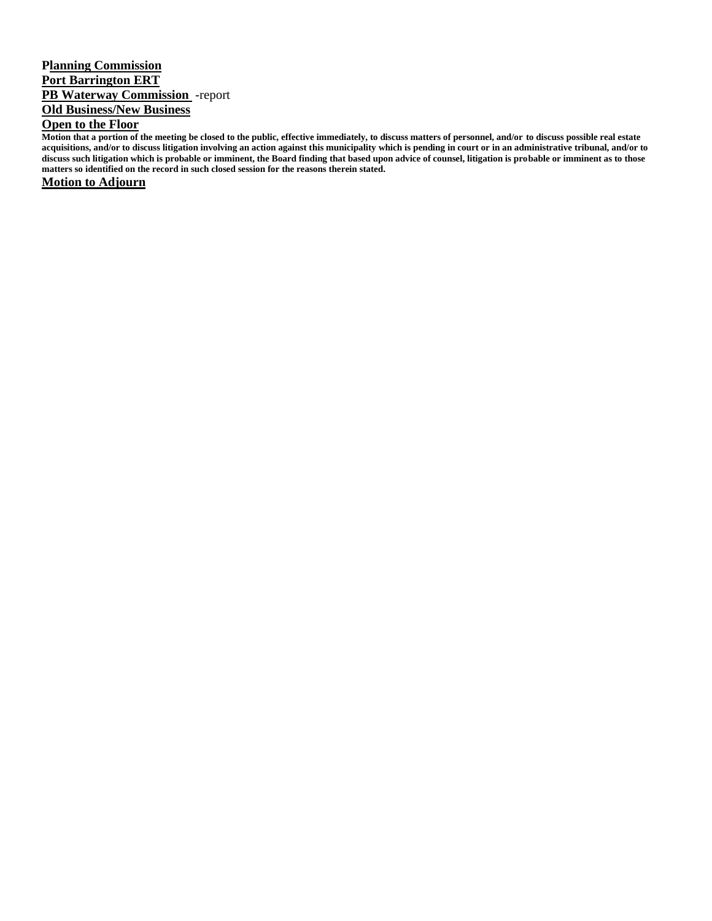**Planning Commission**
**Port Barrington ERT**
**PB Waterway Commission** -report
**Old Business/New Business**
**Open to the Floor**

**Motion that a portion of the meeting be closed to the public, effective immediately, to discuss matters of personnel, and/or to discuss possible real estate acquisitions, and/or to discuss litigation involving an action against this municipality which is pending in court or in an administrative tribunal, and/or to discuss such litigation which is probable or imminent, the Board finding that based upon advice of counsel, litigation is probable or imminent as to those matters so identified on the record in such closed session for the reasons therein stated.**

**Motion to Adjourn**